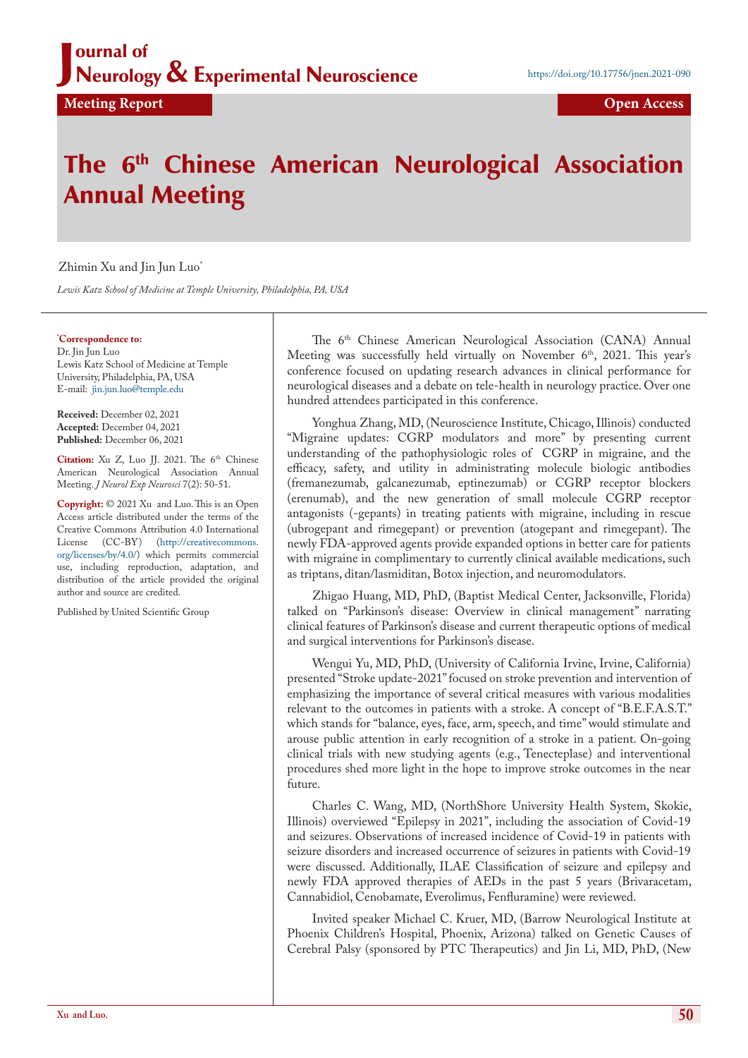Meeting Report

Open Access

# The 6th Chinese American Neurological Association Annual Meeting

Zhimin Xu and Jin Jun Luo*

*Lewis Katz School of Medicine at Temple University, Philadelphia, PA, USA*

**\*Correspondence to:**
Dr. Jin Jun Luo
Lewis Katz School of Medicine at Temple University, Philadelphia, PA, USA
E-mail: jin.jun.luo@temple.edu

**Received:** December 02, 2021
**Accepted:** December 04, 2021
**Published:** December 06, 2021

**Citation:** Xu Z, Luo JJ. 2021. The 6th Chinese American Neurological Association Annual Meeting. *J Neurol Exp Neurosci* 7(2): 50-51.

**Copyright:** © 2021 Xu and Luo. This is an Open Access article distributed under the terms of the Creative Commons Attribution 4.0 International License (CC-BY) (http://creativecommons.org/licenses/by/4.0/) which permits commercial use, including reproduction, adaptation, and distribution of the article provided the original author and source are credited.

Published by United Scientific Group

The 6th Chinese American Neurological Association (CANA) Annual Meeting was successfully held virtually on November 6th, 2021. This year's conference focused on updating research advances in clinical performance for neurological diseases and a debate on tele-health in neurology practice. Over one hundred attendees participated in this conference.

Yonghua Zhang, MD, (Neuroscience Institute, Chicago, Illinois) conducted "Migraine updates: CGRP modulators and more" by presenting current understanding of the pathophysiologic roles of CGRP in migraine, and the efficacy, safety, and utility in administrating molecule biologic antibodies (fremanezumab, galcanezumab, eptinezumab) or CGRP receptor blockers (erenumab), and the new generation of small molecule CGRP receptor antagonists (-gepants) in treating patients with migraine, including in rescue (ubrogepant and rimegepant) or prevention (atogepant and rimegepant). The newly FDA-approved agents provide expanded options in better care for patients with migraine in complimentary to currently clinical available medications, such as triptans, ditan/lasmiditan, Botox injection, and neuromodulators.

Zhigao Huang, MD, PhD, (Baptist Medical Center, Jacksonville, Florida) talked on "Parkinson's disease: Overview in clinical management" narrating clinical features of Parkinson's disease and current therapeutic options of medical and surgical interventions for Parkinson's disease.

Wengui Yu, MD, PhD, (University of California Irvine, Irvine, California) presented "Stroke update-2021" focused on stroke prevention and intervention of emphasizing the importance of several critical measures with various modalities relevant to the outcomes in patients with a stroke. A concept of "B.E.F.A.S.T." which stands for "balance, eyes, face, arm, speech, and time" would stimulate and arouse public attention in early recognition of a stroke in a patient. On-going clinical trials with new studying agents (e.g., Tenecteplase) and interventional procedures shed more light in the hope to improve stroke outcomes in the near future.

Charles C. Wang, MD, (NorthShore University Health System, Skokie, Illinois) overviewed "Epilepsy in 2021", including the association of Covid-19 and seizures. Observations of increased incidence of Covid-19 in patients with seizure disorders and increased occurrence of seizures in patients with Covid-19 were discussed. Additionally, ILAE Classification of seizure and epilepsy and newly FDA approved therapies of AEDs in the past 5 years (Brivaracetam, Cannabidiol, Cenobamate, Everolimus, Fenfluramine) were reviewed.

Invited speaker Michael C. Kruer, MD, (Barrow Neurological Institute at Phoenix Children's Hospital, Phoenix, Arizona) talked on Genetic Causes of Cerebral Palsy (sponsored by PTC Therapeutics) and Jin Li, MD, PhD, (New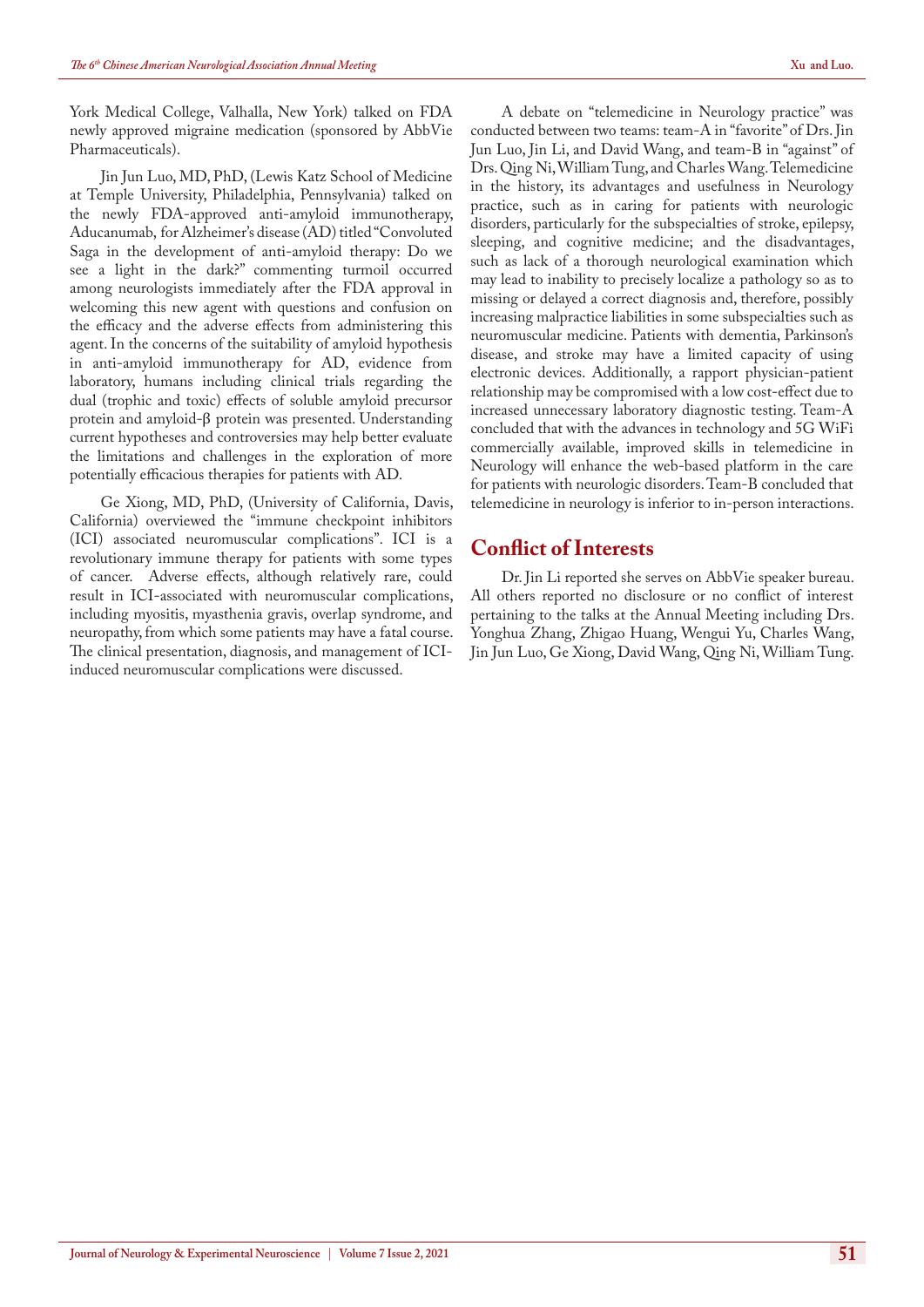York Medical College, Valhalla, New York) talked on FDA newly approved migraine medication (sponsored by AbbVie Pharmaceuticals).

Jin Jun Luo, MD, PhD, (Lewis Katz School of Medicine at Temple University, Philadelphia, Pennsylvania) talked on the newly FDA-approved anti-amyloid immunotherapy, Aducanumab, for Alzheimer's disease (AD) titled "Convoluted Saga in the development of anti-amyloid therapy: Do we see a light in the dark?" commenting turmoil occurred among neurologists immediately after the FDA approval in welcoming this new agent with questions and confusion on the efficacy and the adverse effects from administering this agent. In the concerns of the suitability of amyloid hypothesis in anti-amyloid immunotherapy for AD, evidence from laboratory, humans including clinical trials regarding the dual (trophic and toxic) effects of soluble amyloid precursor protein and amyloid-β protein was presented. Understanding current hypotheses and controversies may help better evaluate the limitations and challenges in the exploration of more potentially efficacious therapies for patients with AD.

Ge Xiong, MD, PhD, (University of California, Davis, California) overviewed the "immune checkpoint inhibitors (ICI) associated neuromuscular complications". ICI is a revolutionary immune therapy for patients with some types of cancer. Adverse effects, although relatively rare, could result in ICI-associated with neuromuscular complications, including myositis, myasthenia gravis, overlap syndrome, and neuropathy, from which some patients may have a fatal course. The clinical presentation, diagnosis, and management of ICI-induced neuromuscular complications were discussed.

A debate on "telemedicine in Neurology practice" was conducted between two teams: team-A in "favorite" of Drs. Jin Jun Luo, Jin Li, and David Wang, and team-B in "against" of Drs. Qing Ni, William Tung, and Charles Wang. Telemedicine in the history, its advantages and usefulness in Neurology practice, such as in caring for patients with neurologic disorders, particularly for the subspecialties of stroke, epilepsy, sleeping, and cognitive medicine; and the disadvantages, such as lack of a thorough neurological examination which may lead to inability to precisely localize a pathology so as to missing or delayed a correct diagnosis and, therefore, possibly increasing malpractice liabilities in some subspecialties such as neuromuscular medicine. Patients with dementia, Parkinson's disease, and stroke may have a limited capacity of using electronic devices. Additionally, a rapport physician-patient relationship may be compromised with a low cost-effect due to increased unnecessary laboratory diagnostic testing. Team-A concluded that with the advances in technology and 5G WiFi commercially available, improved skills in telemedicine in Neurology will enhance the web-based platform in the care for patients with neurologic disorders. Team-B concluded that telemedicine in neurology is inferior to in-person interactions.

## Conflict of Interests

Dr. Jin Li reported she serves on AbbVie speaker bureau. All others reported no disclosure or no conflict of interest pertaining to the talks at the Annual Meeting including Drs. Yonghua Zhang, Zhigao Huang, Wengui Yu, Charles Wang, Jin Jun Luo, Ge Xiong, David Wang, Qing Ni, William Tung.